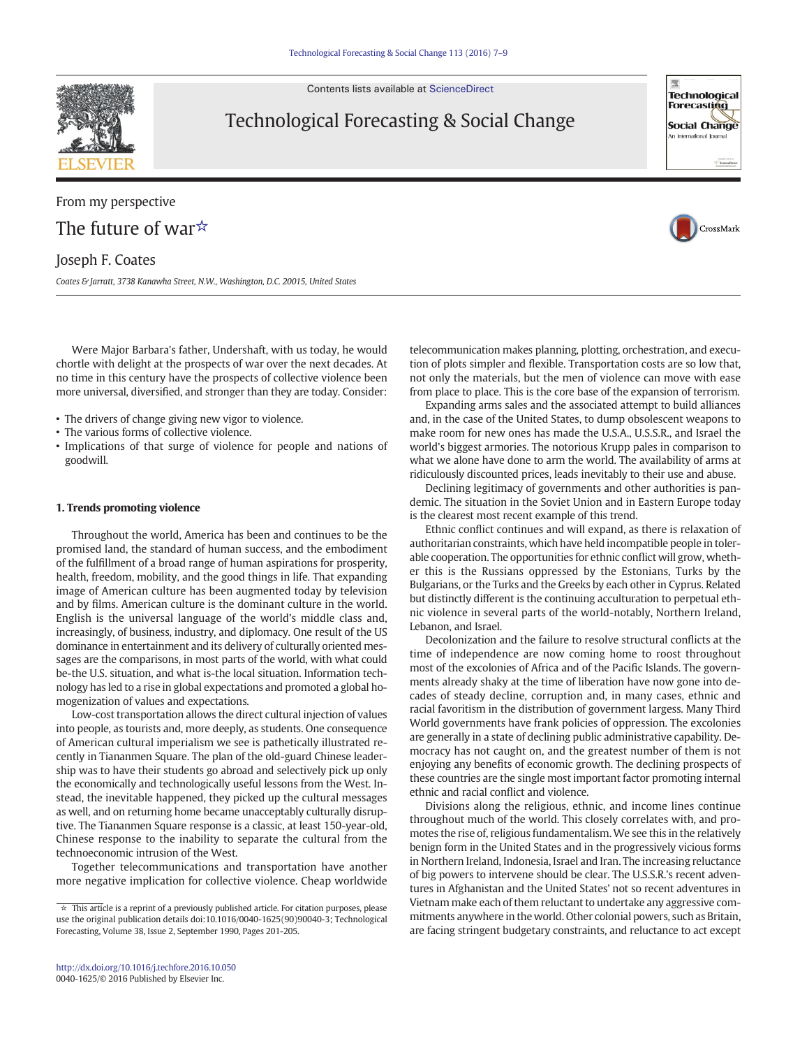From my perspective

# The future of war☆

Joseph F. Coates

*Coates & Jarratt, 3738 Kanawha Street, N.W., Washington, D.C. 20015, United States*

Were Major Barbara's father, Undershaft, with us today, he would chortle with delight at the prospects of war over the next decades. At no time in this century have the prospects of collective violence been more universal, diversified, and stronger than they are today. Consider:

- The drivers of change giving new vigor to violence.
- The various forms of collective violence.
- Implications of that surge of violence for people and nations of goodwill.

## 1. Trends promoting violence

Throughout the world, America has been and continues to be the promised land, the standard of human success, and the embodiment of the fulfillment of a broad range of human aspirations for prosperity, health, freedom, mobility, and the good things in life. That expanding image of American culture has been augmented today by television and by films. American culture is the dominant culture in the world. English is the universal language of the world's middle class and, increasingly, of business, industry, and diplomacy. One result of the US dominance in entertainment and its delivery of culturally oriented messages are the comparisons, in most parts of the world, with what could be-the U.S. situation, and what is-the local situation. Information technology has led to a rise in global expectations and promoted a global homogenization of values and expectations.

Low-cost transportation allows the direct cultural injection of values into people, as tourists and, more deeply, as students. One consequence of American cultural imperialism we see is pathetically illustrated recently in Tiananmen Square. The plan of the old-guard Chinese leadership was to have their students go abroad and selectively pick up only the economically and technologically useful lessons from the West. Instead, the inevitable happened, they picked up the cultural messages as well, and on returning home became unacceptably culturally disruptive. The Tiananmen Square response is a classic, at least 150-year-old, Chinese response to the inability to separate the cultural from the technoeconomic intrusion of the West.

Together telecommunications and transportation have another more negative implication for collective violence. Cheap worldwide telecommunication makes planning, plotting, orchestration, and execution of plots simpler and flexible. Transportation costs are so low that, not only the materials, but the men of violence can move with ease from place to place. This is the core base of the expansion of terrorism.

Expanding arms sales and the associated attempt to build alliances and, in the case of the United States, to dump obsolescent weapons to make room for new ones has made the U.S.A., U.S.S.R., and Israel the world's biggest armories. The notorious Krupp pales in comparison to what we alone have done to arm the world. The availability of arms at ridiculously discounted prices, leads inevitably to their use and abuse.

Declining legitimacy of governments and other authorities is pandemic. The situation in the Soviet Union and in Eastern Europe today is the clearest most recent example of this trend.

Ethnic conflict continues and will expand, as there is relaxation of authoritarian constraints, which have held incompatible people in tolerable cooperation. The opportunities for ethnic conflict will grow, whether this is the Russians oppressed by the Estonians, Turks by the Bulgarians, or the Turks and the Greeks by each other in Cyprus. Related but distinctly different is the continuing acculturation to perpetual ethnic violence in several parts of the world-notably, Northern Ireland, Lebanon, and Israel.

Decolonization and the failure to resolve structural conflicts at the time of independence are now coming home to roost throughout most of the excolonies of Africa and of the Pacific Islands. The governments already shaky at the time of liberation have now gone into decades of steady decline, corruption and, in many cases, ethnic and racial favoritism in the distribution of government largess. Many Third World governments have frank policies of oppression. The excolonies are generally in a state of declining public administrative capability. Democracy has not caught on, and the greatest number of them is not enjoying any benefits of economic growth. The declining prospects of these countries are the single most important factor promoting internal ethnic and racial conflict and violence.

Divisions along the religious, ethnic, and income lines continue throughout much of the world. This closely correlates with, and promotes the rise of, religious fundamentalism. We see this in the relatively benign form in the United States and in the progressively vicious forms in Northern Ireland, Indonesia, Israel and Iran. The increasing reluctance of big powers to intervene should be clear. The U.S.S.R.'s recent adventures in Afghanistan and the United States' not so recent adventures in Vietnam make each of them reluctant to undertake any aggressive commitments anywhere in the world. Other colonial powers, such as Britain, are facing stringent budgetary constraints, and reluctance to act except

☆ This article is a reprint of a previously published article. For citation purposes, please use the original publication details doi:10.1016/0040-1625(90)90040-3; Technological Forecasting, Volume 38, Issue 2, September 1990, Pages 201-205.

http://dx.doi.org/10.1016/j.techfore.2016.10.050
0040-1625/© 2016 Published by Elsevier Inc.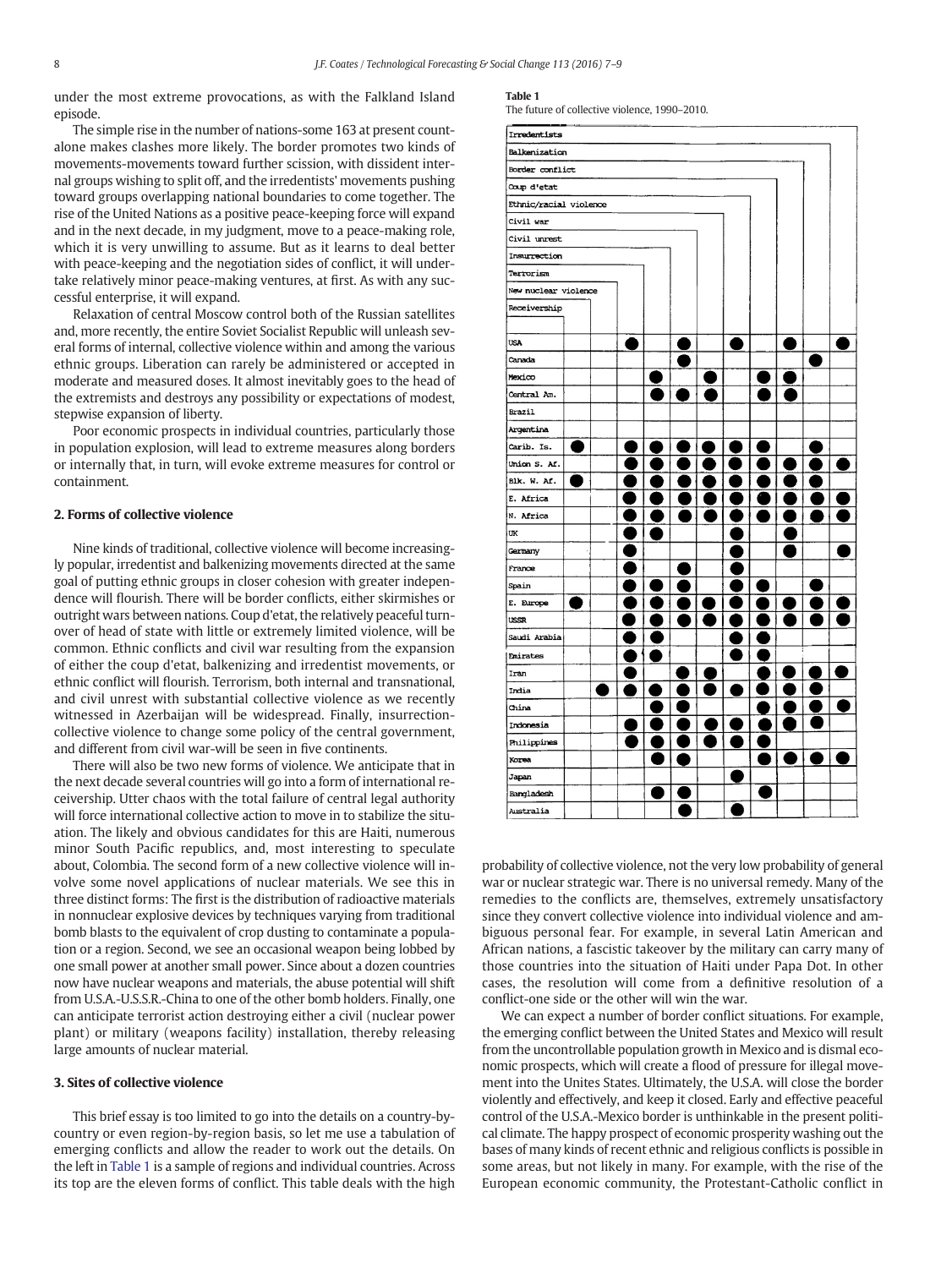under the most extreme provocations, as with the Falkland Island episode.

The simple rise in the number of nations-some 163 at present count-alone makes clashes more likely. The border promotes two kinds of movements-movements toward further scission, with dissident internal groups wishing to split off, and the irredentists' movements pushing toward groups overlapping national boundaries to come together. The rise of the United Nations as a positive peace-keeping force will expand and in the next decade, in my judgment, move to a peace-making role, which it is very unwilling to assume. But as it learns to deal better with peace-keeping and the negotiation sides of conflict, it will undertake relatively minor peace-making ventures, at first. As with any successful enterprise, it will expand.

Relaxation of central Moscow control both of the Russian satellites and, more recently, the entire Soviet Socialist Republic will unleash several forms of internal, collective violence within and among the various ethnic groups. Liberation can rarely be administered or accepted in moderate and measured doses. It almost inevitably goes to the head of the extremists and destroys any possibility or expectations of modest, stepwise expansion of liberty.

Poor economic prospects in individual countries, particularly those in population explosion, will lead to extreme measures along borders or internally that, in turn, will evoke extreme measures for control or containment.

## 2. Forms of collective violence

Nine kinds of traditional, collective violence will become increasingly popular, irredentist and balkenizing movements directed at the same goal of putting ethnic groups in closer cohesion with greater independence will flourish. There will be border conflicts, either skirmishes or outright wars between nations. Coup d'etat, the relatively peaceful turnover of head of state with little or extremely limited violence, will be common. Ethnic conflicts and civil war resulting from the expansion of either the coup d'etat, balkenizing and irredentist movements, or ethnic conflict will flourish. Terrorism, both internal and transnational, and civil unrest with substantial collective violence as we recently witnessed in Azerbaijan will be widespread. Finally, insurrection-collective violence to change some policy of the central government, and different from civil war-will be seen in five continents.

There will also be two new forms of violence. We anticipate that in the next decade several countries will go into a form of international receivership. Utter chaos with the total failure of central legal authority will force international collective action to move in to stabilize the situation. The likely and obvious candidates for this are Haiti, numerous minor South Pacific republics, and, most interesting to speculate about, Colombia. The second form of a new collective violence will involve some novel applications of nuclear materials. We see this in three distinct forms: The first is the distribution of radioactive materials in nonnuclear explosive devices by techniques varying from traditional bomb blasts to the equivalent of crop dusting to contaminate a population or a region. Second, we see an occasional weapon being lobbed by one small power at another small power. Since about a dozen countries now have nuclear weapons and materials, the abuse potential will shift from U.S.A.-U.S.S.R.-China to one of the other bomb holders. Finally, one can anticipate terrorist action destroying either a civil (nuclear power plant) or military (weapons facility) installation, thereby releasing large amounts of nuclear material.

## 3. Sites of collective violence

This brief essay is too limited to go into the details on a country-by-country or even region-by-region basis, so let me use a tabulation of emerging conflicts and allow the reader to work out the details. On the left in Table 1 is a sample of regions and individual countries. Across its top are the eleven forms of conflict. This table deals with the high

**Table 1**
The future of collective violence, 1990–2010.

| | Receivership | New nuclear violence | Terrorism | Insurrection | Civil unrest | Civil war | Ethnic/racial violence | Coup d'etat | Border conflict | Balkenization | Irredentists |
|---|---|---|---|---|---|---|---|---|---|---|---|
| USA | | | ● | | ● | | ● | | ● | | ● |
| Canada | | | | | ● | | | | | ● | |
| Mexico | | | | ● | | ● | | ● | ● | | |
| Central Am. | | | | ● | ● | ● | | ● | ● | | |
| Brazil | | | | | | | | | | | |
| Argentina | | | | | | | | | | | |
| Carib. Is. | ● | | ● | ● | ● | ● | ● | ● | | ● | |
| Union S. Af. | | | ● | ● | ● | ● | ● | ● | ● | ● | ● |
| Blk. W. Af. | ● | | ● | ● | ● | ● | ● | ● | ● | ● | |
| E. Africa | | | ● | ● | ● | ● | ● | ● | ● | ● | ● |
| N. Africa | | | ● | ● | ● | ● | ● | ● | ● | ● | ● |
| UK | | | ● | ● | | | ● | | ● | | |
| Germany | | | ● | | | | ● | | ● | | ● |
| France | | | ● | | ● | | ● | | | | |
| Spain | | | ● | ● | ● | | ● | ● | | ● | |
| E. Europe | ● | | ● | ● | ● | ● | ● | ● | ● | ● | ● |
| USSR | | | ● | ● | ● | ● | ● | ● | ● | ● | ● |
| Saudi Arabia | | | ● | ● | | | ● | ● | | | |
| Emirates | | | ● | ● | | | ● | ● | | | |
| Iran | | | ● | | ● | ● | | ● | ● | ● | ● |
| India | | ● | ● | ● | ● | ● | ● | ● | ● | ● | |
| China | | | | ● | ● | | | ● | ● | ● | ● |
| Indonesia | | | ● | ● | ● | ● | ● | ● | ● | ● | |
| Philippines | | | ● | ● | ● | ● | ● | ● | | | |
| Korea | | | | ● | ● | | | ● | ● | ● | ● |
| Japan | | | | | | | ● | | | | |
| Bangladesh | | | | ● | ● | | | ● | | | |
| Australia | | | | | ● | | ● | | | | |

probability of collective violence, not the very low probability of general war or nuclear strategic war. There is no universal remedy. Many of the remedies to the conflicts are, themselves, extremely unsatisfactory since they convert collective violence into individual violence and ambiguous personal fear. For example, in several Latin American and African nations, a fascistic takeover by the military can carry many of those countries into the situation of Haiti under Papa Dot. In other cases, the resolution will come from a definitive resolution of a conflict-one side or the other will win the war.

We can expect a number of border conflict situations. For example, the emerging conflict between the United States and Mexico will result from the uncontrollable population growth in Mexico and is dismal economic prospects, which will create a flood of pressure for illegal movement into the Unites States. Ultimately, the U.S.A. will close the border violently and effectively, and keep it closed. Early and effective peaceful control of the U.S.A.-Mexico border is unthinkable in the present political climate. The happy prospect of economic prosperity washing out the bases of many kinds of recent ethnic and religious conflicts is possible in some areas, but not likely in many. For example, with the rise of the European economic community, the Protestant-Catholic conflict in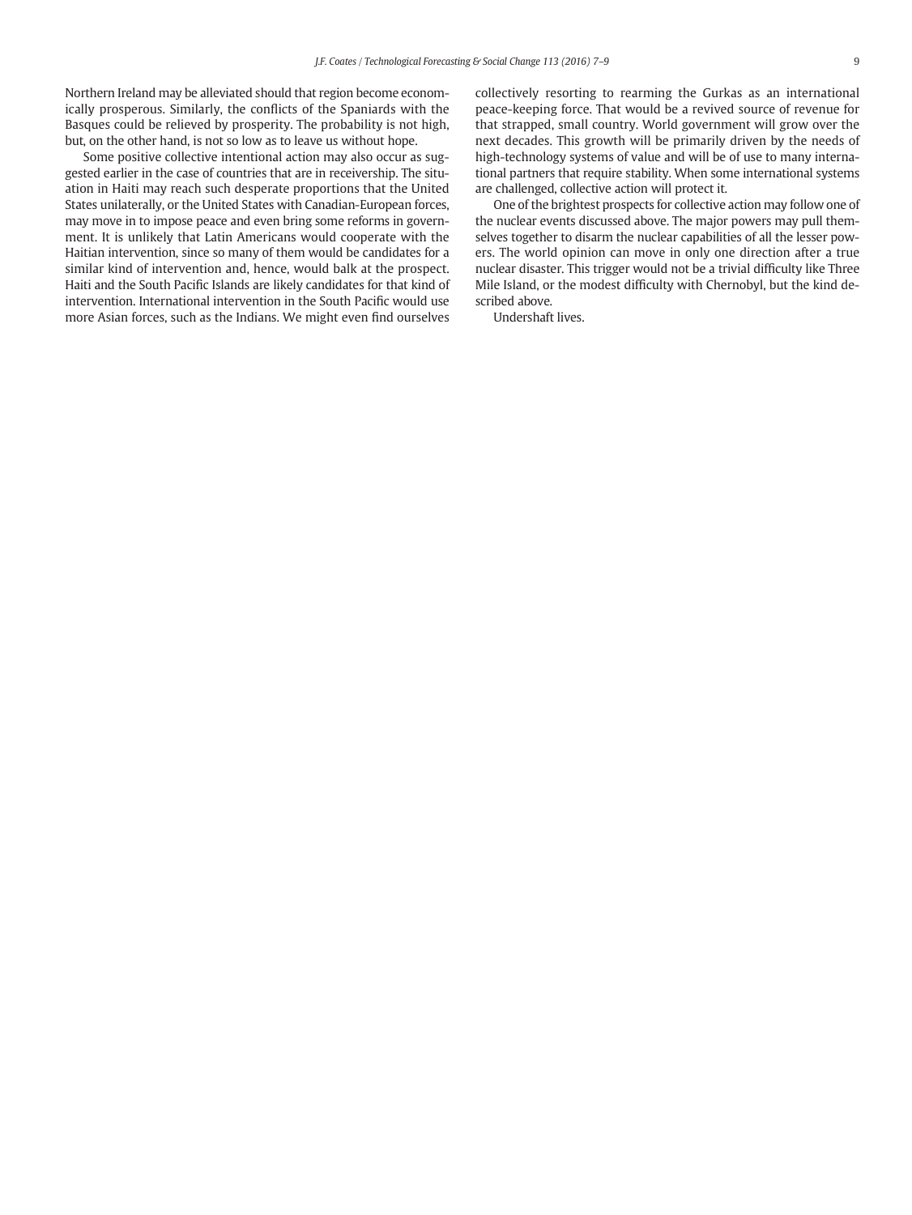Northern Ireland may be alleviated should that region become economically prosperous. Similarly, the conflicts of the Spaniards with the Basques could be relieved by prosperity. The probability is not high, but, on the other hand, is not so low as to leave us without hope.

Some positive collective intentional action may also occur as suggested earlier in the case of countries that are in receivership. The situation in Haiti may reach such desperate proportions that the United States unilaterally, or the United States with Canadian-European forces, may move in to impose peace and even bring some reforms in government. It is unlikely that Latin Americans would cooperate with the Haitian intervention, since so many of them would be candidates for a similar kind of intervention and, hence, would balk at the prospect. Haiti and the South Pacific Islands are likely candidates for that kind of intervention. International intervention in the South Pacific would use more Asian forces, such as the Indians. We might even find ourselves collectively resorting to rearming the Gurkas as an international peace-keeping force. That would be a revived source of revenue for that strapped, small country. World government will grow over the next decades. This growth will be primarily driven by the needs of high-technology systems of value and will be of use to many international partners that require stability. When some international systems are challenged, collective action will protect it.

One of the brightest prospects for collective action may follow one of the nuclear events discussed above. The major powers may pull themselves together to disarm the nuclear capabilities of all the lesser powers. The world opinion can move in only one direction after a true nuclear disaster. This trigger would not be a trivial difficulty like Three Mile Island, or the modest difficulty with Chernobyl, but the kind described above.

Undershaft lives.